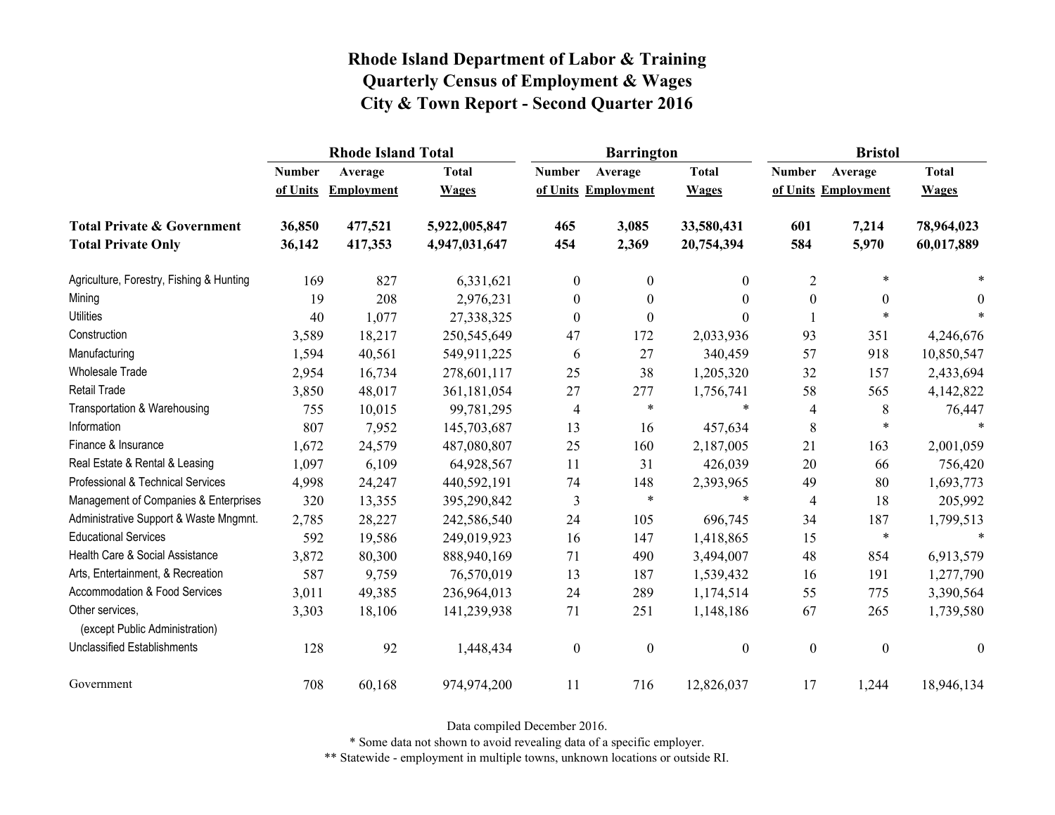# Rhode Island Department of Labor & Training
## Quarterly Census of Employment & Wages
## City & Town Report - Second Quarter 2016

| | Rhode Island Total | | | Barrington | | | Bristol | | |
|---|---|---|---|---|---|---|---|---|---|
| | Number of Units | Average Employment | Total Wages | Number of Units | Average Employment | Total Wages | Number of Units | Average Employment | Total Wages |
| **Total Private & Government** | **36,850** | **477,521** | **5,922,005,847** | **465** | **3,085** | **33,580,431** | **601** | **7,214** | **78,964,023** |
| **Total Private Only** | **36,142** | **417,353** | **4,947,031,647** | **454** | **2,369** | **20,754,394** | **584** | **5,970** | **60,017,889** |
| Agriculture, Forestry, Fishing & Hunting | 169 | 827 | 6,331,621 | 0 | 0 | 0 | 2 | * | * |
| Mining | 19 | 208 | 2,976,231 | 0 | 0 | 0 | 0 | 0 | 0 |
| Utilities | 40 | 1,077 | 27,338,325 | 0 | 0 | 0 | 1 | * | * |
| Construction | 3,589 | 18,217 | 250,545,649 | 47 | 172 | 2,033,936 | 93 | 351 | 4,246,676 |
| Manufacturing | 1,594 | 40,561 | 549,911,225 | 6 | 27 | 340,459 | 57 | 918 | 10,850,547 |
| Wholesale Trade | 2,954 | 16,734 | 278,601,117 | 25 | 38 | 1,205,320 | 32 | 157 | 2,433,694 |
| Retail Trade | 3,850 | 48,017 | 361,181,054 | 27 | 277 | 1,756,741 | 58 | 565 | 4,142,822 |
| Transportation & Warehousing | 755 | 10,015 | 99,781,295 | 4 | * | * | 4 | 8 | 76,447 |
| Information | 807 | 7,952 | 145,703,687 | 13 | 16 | 457,634 | 8 | * | * |
| Finance & Insurance | 1,672 | 24,579 | 487,080,807 | 25 | 160 | 2,187,005 | 21 | 163 | 2,001,059 |
| Real Estate & Rental & Leasing | 1,097 | 6,109 | 64,928,567 | 11 | 31 | 426,039 | 20 | 66 | 756,420 |
| Professional & Technical Services | 4,998 | 24,247 | 440,592,191 | 74 | 148 | 2,393,965 | 49 | 80 | 1,693,773 |
| Management of Companies & Enterprises | 320 | 13,355 | 395,290,842 | 3 | * | * | 4 | 18 | 205,992 |
| Administrative Support & Waste Mngmnt. | 2,785 | 28,227 | 242,586,540 | 24 | 105 | 696,745 | 34 | 187 | 1,799,513 |
| Educational Services | 592 | 19,586 | 249,019,923 | 16 | 147 | 1,418,865 | 15 | * | * |
| Health Care & Social Assistance | 3,872 | 80,300 | 888,940,169 | 71 | 490 | 3,494,007 | 48 | 854 | 6,913,579 |
| Arts, Entertainment, & Recreation | 587 | 9,759 | 76,570,019 | 13 | 187 | 1,539,432 | 16 | 191 | 1,277,790 |
| Accommodation & Food Services | 3,011 | 49,385 | 236,964,013 | 24 | 289 | 1,174,514 | 55 | 775 | 3,390,564 |
| Other services, (except Public Administration) | 3,303 | 18,106 | 141,239,938 | 71 | 251 | 1,148,186 | 67 | 265 | 1,739,580 |
| Unclassified Establishments | 128 | 92 | 1,448,434 | 0 | 0 | 0 | 0 | 0 | 0 |
| Government | 708 | 60,168 | 974,974,200 | 11 | 716 | 12,826,037 | 17 | 1,244 | 18,946,134 |

Data compiled December 2016.

* Some data not shown to avoid revealing data of a specific employer.

** Statewide - employment in multiple towns, unknown locations or outside RI.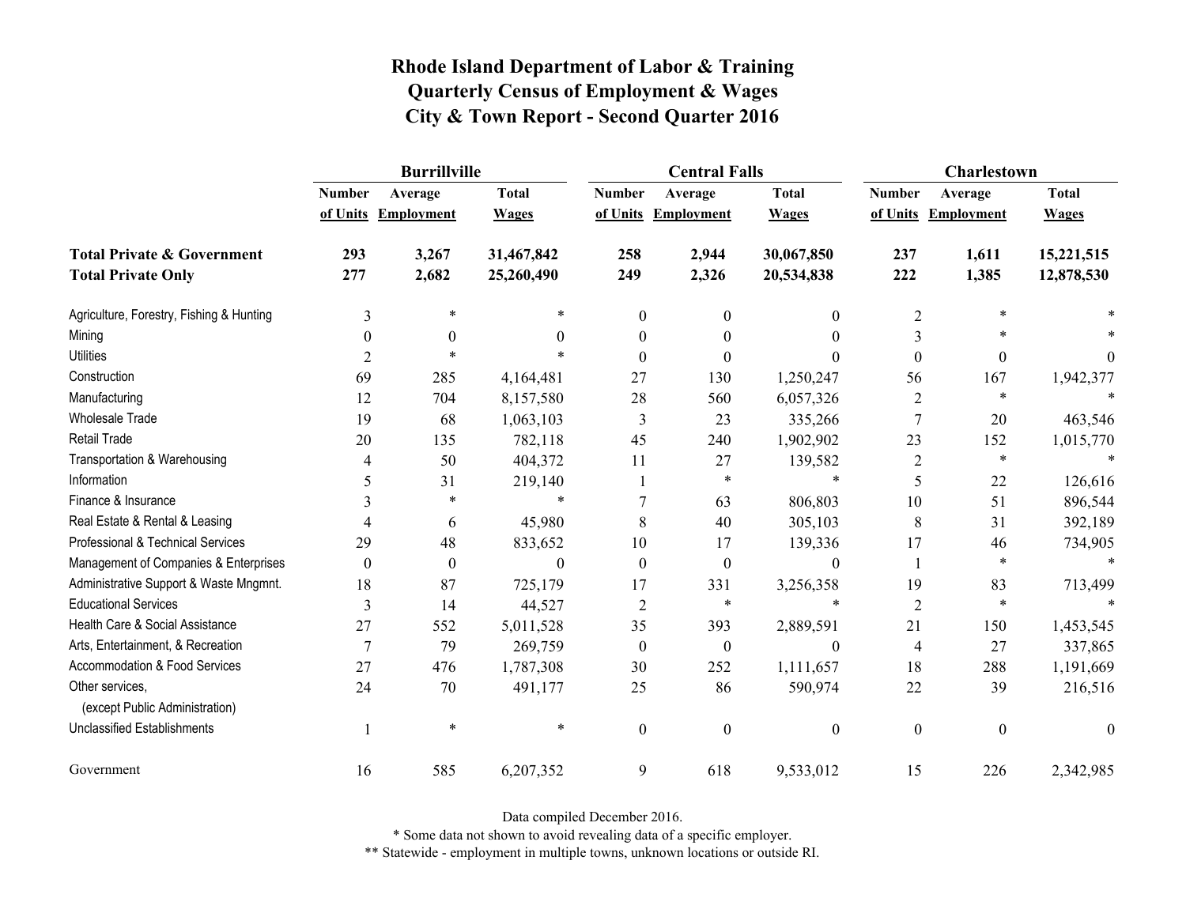# Rhode Island Department of Labor & Training
## Quarterly Census of Employment & Wages
## City & Town Report - Second Quarter 2016

| | Burrillville | | | Central Falls | | | Charlestown | | |
|---|---|---|---|---|---|---|---|---|---|
| | Number of Units | Average Employment | Total Wages | Number of Units | Average Employment | Total Wages | Number of Units | Average Employment | Total Wages |
| **Total Private & Government** | **293** | **3,267** | **31,467,842** | **258** | **2,944** | **30,067,850** | **237** | **1,611** | **15,221,515** |
| **Total Private Only** | **277** | **2,682** | **25,260,490** | **249** | **2,326** | **20,534,838** | **222** | **1,385** | **12,878,530** |
| Agriculture, Forestry, Fishing & Hunting | 3 | * | * | 0 | 0 | 0 | 2 | * | * |
| Mining | 0 | 0 | 0 | 0 | 0 | 0 | 3 | * | * |
| Utilities | 2 | * | * | 0 | 0 | 0 | 0 | 0 | 0 |
| Construction | 69 | 285 | 4,164,481 | 27 | 130 | 1,250,247 | 56 | 167 | 1,942,377 |
| Manufacturing | 12 | 704 | 8,157,580 | 28 | 560 | 6,057,326 | 2 | * | * |
| Wholesale Trade | 19 | 68 | 1,063,103 | 3 | 23 | 335,266 | 7 | 20 | 463,546 |
| Retail Trade | 20 | 135 | 782,118 | 45 | 240 | 1,902,902 | 23 | 152 | 1,015,770 |
| Transportation & Warehousing | 4 | 50 | 404,372 | 11 | 27 | 139,582 | 2 | * | * |
| Information | 5 | 31 | 219,140 | 1 | * | * | 5 | 22 | 126,616 |
| Finance & Insurance | 3 | * | * | 7 | 63 | 806,803 | 10 | 51 | 896,544 |
| Real Estate & Rental & Leasing | 4 | 6 | 45,980 | 8 | 40 | 305,103 | 8 | 31 | 392,189 |
| Professional & Technical Services | 29 | 48 | 833,652 | 10 | 17 | 139,336 | 17 | 46 | 734,905 |
| Management of Companies & Enterprises | 0 | 0 | 0 | 0 | 0 | 0 | 1 | * | * |
| Administrative Support & Waste Mngmnt. | 18 | 87 | 725,179 | 17 | 331 | 3,256,358 | 19 | 83 | 713,499 |
| Educational Services | 3 | 14 | 44,527 | 2 | * | * | 2 | * | * |
| Health Care & Social Assistance | 27 | 552 | 5,011,528 | 35 | 393 | 2,889,591 | 21 | 150 | 1,453,545 |
| Arts, Entertainment, & Recreation | 7 | 79 | 269,759 | 0 | 0 | 0 | 4 | 27 | 337,865 |
| Accommodation & Food Services | 27 | 476 | 1,787,308 | 30 | 252 | 1,111,657 | 18 | 288 | 1,191,669 |
| Other services, (except Public Administration) | 24 | 70 | 491,177 | 25 | 86 | 590,974 | 22 | 39 | 216,516 |
| Unclassified Establishments | 1 | * | * | 0 | 0 | 0 | 0 | 0 | 0 |
| Government | 16 | 585 | 6,207,352 | 9 | 618 | 9,533,012 | 15 | 226 | 2,342,985 |

Data compiled December 2016.

* Some data not shown to avoid revealing data of a specific employer.

** Statewide - employment in multiple towns, unknown locations or outside RI.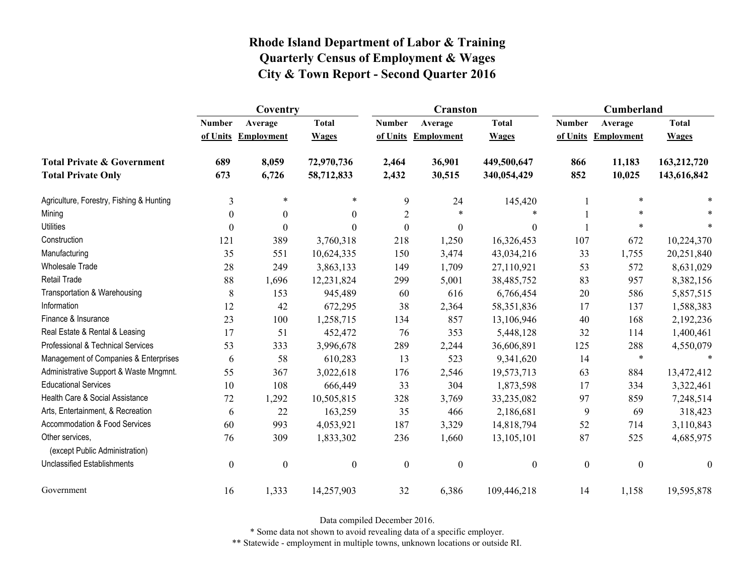# Rhode Island Department of Labor & Training
## Quarterly Census of Employment & Wages
## City & Town Report - Second Quarter 2016

| | Coventry | | | Cranston | | | Cumberland | | |
|---|---|---|---|---|---|---|---|---|---|
| | Number of Units | Average Employment | Total Wages | Number of Units | Average Employment | Total Wages | Number of Units | Average Employment | Total Wages |
| **Total Private & Government** | **689** | **8,059** | **72,970,736** | **2,464** | **36,901** | **449,500,647** | **866** | **11,183** | **163,212,720** |
| **Total Private Only** | **673** | **6,726** | **58,712,833** | **2,432** | **30,515** | **340,054,429** | **852** | **10,025** | **143,616,842** |
| Agriculture, Forestry, Fishing & Hunting | 3 | * | * | 9 | 24 | 145,420 | 1 | * | * |
| Mining | 0 | 0 | 0 | 2 | * | * | 1 | * | * |
| Utilities | 0 | 0 | 0 | 0 | 0 | 0 | 1 | * | * |
| Construction | 121 | 389 | 3,760,318 | 218 | 1,250 | 16,326,453 | 107 | 672 | 10,224,370 |
| Manufacturing | 35 | 551 | 10,624,335 | 150 | 3,474 | 43,034,216 | 33 | 1,755 | 20,251,840 |
| Wholesale Trade | 28 | 249 | 3,863,133 | 149 | 1,709 | 27,110,921 | 53 | 572 | 8,631,029 |
| Retail Trade | 88 | 1,696 | 12,231,824 | 299 | 5,001 | 38,485,752 | 83 | 957 | 8,382,156 |
| Transportation & Warehousing | 8 | 153 | 945,489 | 60 | 616 | 6,766,454 | 20 | 586 | 5,857,515 |
| Information | 12 | 42 | 672,295 | 38 | 2,364 | 58,351,836 | 17 | 137 | 1,588,383 |
| Finance & Insurance | 23 | 100 | 1,258,715 | 134 | 857 | 13,106,946 | 40 | 168 | 2,192,236 |
| Real Estate & Rental & Leasing | 17 | 51 | 452,472 | 76 | 353 | 5,448,128 | 32 | 114 | 1,400,461 |
| Professional & Technical Services | 53 | 333 | 3,996,678 | 289 | 2,244 | 36,606,891 | 125 | 288 | 4,550,079 |
| Management of Companies & Enterprises | 6 | 58 | 610,283 | 13 | 523 | 9,341,620 | 14 | * | * |
| Administrative Support & Waste Mngmnt. | 55 | 367 | 3,022,618 | 176 | 2,546 | 19,573,713 | 63 | 884 | 13,472,412 |
| Educational Services | 10 | 108 | 666,449 | 33 | 304 | 1,873,598 | 17 | 334 | 3,322,461 |
| Health Care & Social Assistance | 72 | 1,292 | 10,505,815 | 328 | 3,769 | 33,235,082 | 97 | 859 | 7,248,514 |
| Arts, Entertainment, & Recreation | 6 | 22 | 163,259 | 35 | 466 | 2,186,681 | 9 | 69 | 318,423 |
| Accommodation & Food Services | 60 | 993 | 4,053,921 | 187 | 3,329 | 14,818,794 | 52 | 714 | 3,110,843 |
| Other services, (except Public Administration) | 76 | 309 | 1,833,302 | 236 | 1,660 | 13,105,101 | 87 | 525 | 4,685,975 |
| Unclassified Establishments | 0 | 0 | 0 | 0 | 0 | 0 | 0 | 0 | 0 |
| Government | 16 | 1,333 | 14,257,903 | 32 | 6,386 | 109,446,218 | 14 | 1,158 | 19,595,878 |

Data compiled December 2016.

* Some data not shown to avoid revealing data of a specific employer.

** Statewide - employment in multiple towns, unknown locations or outside RI.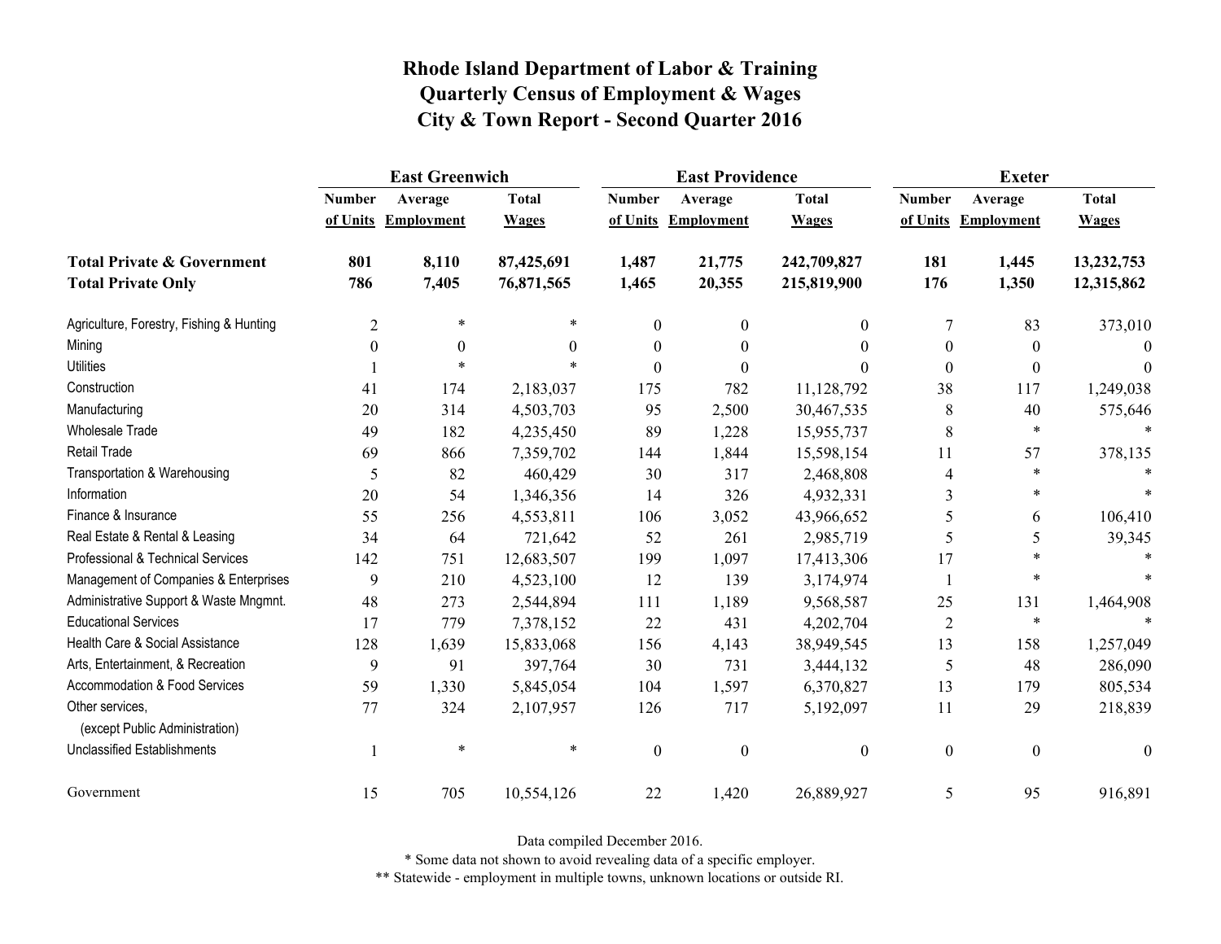# Rhode Island Department of Labor & Training
# Quarterly Census of Employment & Wages
# City & Town Report - Second Quarter 2016

| | East Greenwich | | | East Providence | | | Exeter | | |
|---|---|---|---|---|---|---|---|---|---|
| | Number of Units | Average Employment | Total Wages | Number of Units | Average Employment | Total Wages | Number of Units | Average Employment | Total Wages |
| **Total Private & Government** | **801** | **8,110** | **87,425,691** | **1,487** | **21,775** | **242,709,827** | **181** | **1,445** | **13,232,753** |
| **Total Private Only** | **786** | **7,405** | **76,871,565** | **1,465** | **20,355** | **215,819,900** | **176** | **1,350** | **12,315,862** |
| Agriculture, Forestry, Fishing & Hunting | 2 | * | * | 0 | 0 | 0 | 7 | 83 | 373,010 |
| Mining | 0 | 0 | 0 | 0 | 0 | 0 | 0 | 0 | 0 |
| Utilities | 1 | * | * | 0 | 0 | 0 | 0 | 0 | 0 |
| Construction | 41 | 174 | 2,183,037 | 175 | 782 | 11,128,792 | 38 | 117 | 1,249,038 |
| Manufacturing | 20 | 314 | 4,503,703 | 95 | 2,500 | 30,467,535 | 8 | 40 | 575,646 |
| Wholesale Trade | 49 | 182 | 4,235,450 | 89 | 1,228 | 15,955,737 | 8 | * | * |
| Retail Trade | 69 | 866 | 7,359,702 | 144 | 1,844 | 15,598,154 | 11 | 57 | 378,135 |
| Transportation & Warehousing | 5 | 82 | 460,429 | 30 | 317 | 2,468,808 | 4 | * | * |
| Information | 20 | 54 | 1,346,356 | 14 | 326 | 4,932,331 | 3 | * | * |
| Finance & Insurance | 55 | 256 | 4,553,811 | 106 | 3,052 | 43,966,652 | 5 | 6 | 106,410 |
| Real Estate & Rental & Leasing | 34 | 64 | 721,642 | 52 | 261 | 2,985,719 | 5 | 5 | 39,345 |
| Professional & Technical Services | 142 | 751 | 12,683,507 | 199 | 1,097 | 17,413,306 | 17 | * | * |
| Management of Companies & Enterprises | 9 | 210 | 4,523,100 | 12 | 139 | 3,174,974 | 1 | * | * |
| Administrative Support & Waste Mngmnt. | 48 | 273 | 2,544,894 | 111 | 1,189 | 9,568,587 | 25 | 131 | 1,464,908 |
| Educational Services | 17 | 779 | 7,378,152 | 22 | 431 | 4,202,704 | 2 | * | * |
| Health Care & Social Assistance | 128 | 1,639 | 15,833,068 | 156 | 4,143 | 38,949,545 | 13 | 158 | 1,257,049 |
| Arts, Entertainment, & Recreation | 9 | 91 | 397,764 | 30 | 731 | 3,444,132 | 5 | 48 | 286,090 |
| Accommodation & Food Services | 59 | 1,330 | 5,845,054 | 104 | 1,597 | 6,370,827 | 13 | 179 | 805,534 |
| Other services, (except Public Administration) | 77 | 324 | 2,107,957 | 126 | 717 | 5,192,097 | 11 | 29 | 218,839 |
| Unclassified Establishments | 1 | * | * | 0 | 0 | 0 | 0 | 0 | 0 |
| Government | 15 | 705 | 10,554,126 | 22 | 1,420 | 26,889,927 | 5 | 95 | 916,891 |

Data compiled December 2016.

* Some data not shown to avoid revealing data of a specific employer.

** Statewide - employment in multiple towns, unknown locations or outside RI.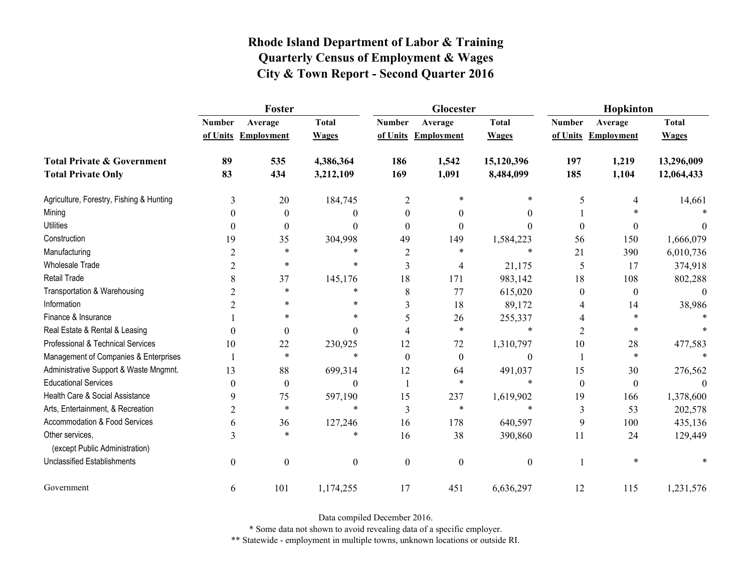# Rhode Island Department of Labor & Training
## Quarterly Census of Employment & Wages
## City & Town Report - Second Quarter 2016

| | Foster | | | Glocester | | | Hopkinton | | |
|---|---|---|---|---|---|---|---|---|---|
| | Number of Units | Average Employment | Total Wages | Number of Units | Average Employment | Total Wages | Number of Units | Average Employment | Total Wages |
| **Total Private & Government** | **89** | **535** | **4,386,364** | **186** | **1,542** | **15,120,396** | **197** | **1,219** | **13,296,009** |
| **Total Private Only** | **83** | **434** | **3,212,109** | **169** | **1,091** | **8,484,099** | **185** | **1,104** | **12,064,433** |
| Agriculture, Forestry, Fishing & Hunting | 3 | 20 | 184,745 | 2 | * | * | 5 | 4 | 14,661 |
| Mining | 0 | 0 | 0 | 0 | 0 | 0 | 1 | * | * |
| Utilities | 0 | 0 | 0 | 0 | 0 | 0 | 0 | 0 | 0 |
| Construction | 19 | 35 | 304,998 | 49 | 149 | 1,584,223 | 56 | 150 | 1,666,079 |
| Manufacturing | 2 | * | * | 2 | * | * | 21 | 390 | 6,010,736 |
| Wholesale Trade | 2 | * | * | 3 | 4 | 21,175 | 5 | 17 | 374,918 |
| Retail Trade | 8 | 37 | 145,176 | 18 | 171 | 983,142 | 18 | 108 | 802,288 |
| Transportation & Warehousing | 2 | * | * | 8 | 77 | 615,020 | 0 | 0 | 0 |
| Information | 2 | * | * | 3 | 18 | 89,172 | 4 | 14 | 38,986 |
| Finance & Insurance | 1 | * | * | 5 | 26 | 255,337 | 4 | * | * |
| Real Estate & Rental & Leasing | 0 | 0 | 0 | 4 | * | * | 2 | * | * |
| Professional & Technical Services | 10 | 22 | 230,925 | 12 | 72 | 1,310,797 | 10 | 28 | 477,583 |
| Management of Companies & Enterprises | 1 | * | * | 0 | 0 | 0 | 1 | * | * |
| Administrative Support & Waste Mngmnt. | 13 | 88 | 699,314 | 12 | 64 | 491,037 | 15 | 30 | 276,562 |
| Educational Services | 0 | 0 | 0 | 1 | * | * | 0 | 0 | 0 |
| Health Care & Social Assistance | 9 | 75 | 597,190 | 15 | 237 | 1,619,902 | 19 | 166 | 1,378,600 |
| Arts, Entertainment, & Recreation | 2 | * | * | 3 | * | * | 3 | 53 | 202,578 |
| Accommodation & Food Services | 6 | 36 | 127,246 | 16 | 178 | 640,597 | 9 | 100 | 435,136 |
| Other services, (except Public Administration) | 3 | * | * | 16 | 38 | 390,860 | 11 | 24 | 129,449 |
| Unclassified Establishments | 0 | 0 | 0 | 0 | 0 | 0 | 1 | * | * |
| Government | 6 | 101 | 1,174,255 | 17 | 451 | 6,636,297 | 12 | 115 | 1,231,576 |

Data compiled December 2016.

* Some data not shown to avoid revealing data of a specific employer.

** Statewide - employment in multiple towns, unknown locations or outside RI.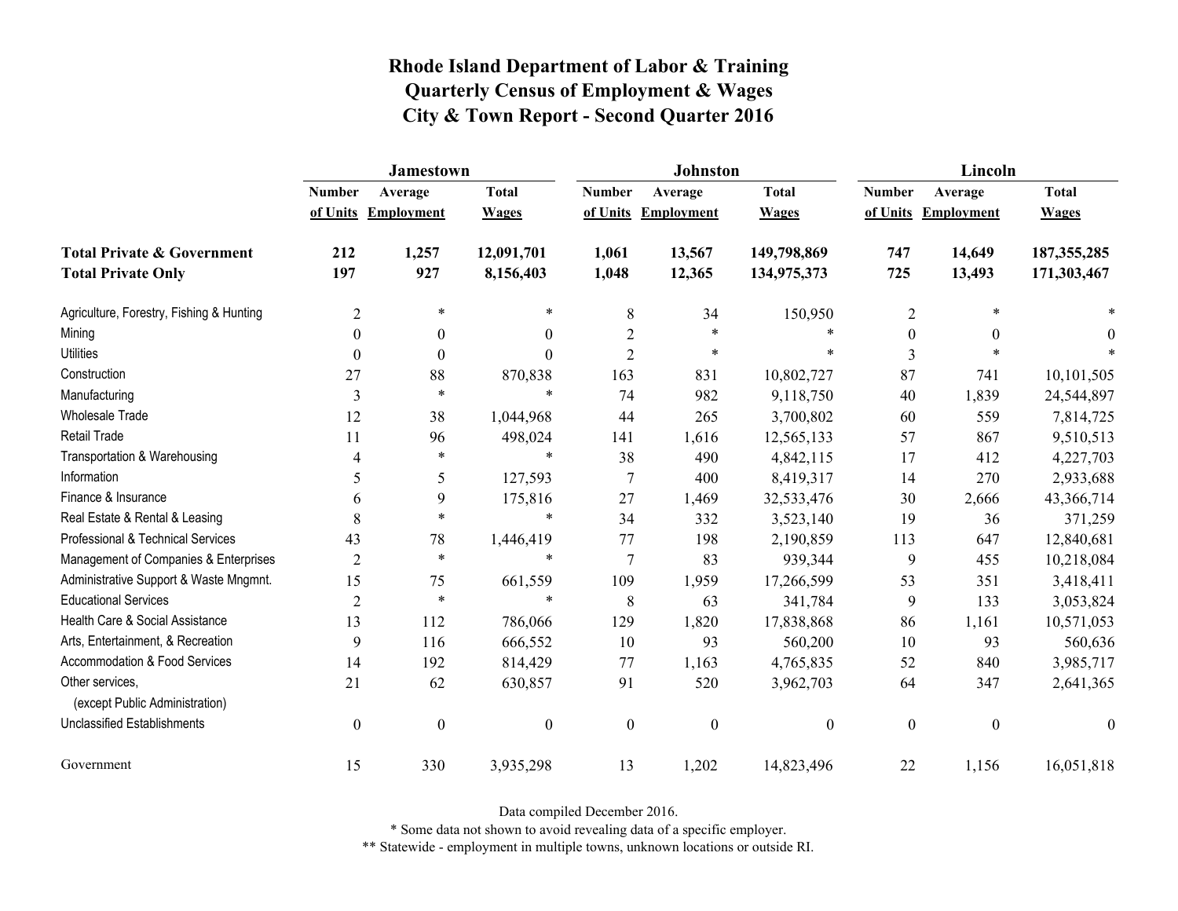# Rhode Island Department of Labor & Training
## Quarterly Census of Employment & Wages
## City & Town Report - Second Quarter 2016

| | Jamestown | | | Johnston | | | Lincoln | | |
|---|---|---|---|---|---|---|---|---|---|
| | Number of Units | Average Employment | Total Wages | Number of Units | Average Employment | Total Wages | Number of Units | Average Employment | Total Wages |
| **Total Private & Government** | **212** | **1,257** | **12,091,701** | **1,061** | **13,567** | **149,798,869** | **747** | **14,649** | **187,355,285** |
| **Total Private Only** | **197** | **927** | **8,156,403** | **1,048** | **12,365** | **134,975,373** | **725** | **13,493** | **171,303,467** |
| Agriculture, Forestry, Fishing & Hunting | 2 | * | * | 8 | 34 | 150,950 | 2 | * | * |
| Mining | 0 | 0 | 0 | 2 | * | * | 0 | 0 | 0 |
| Utilities | 0 | 0 | 0 | 2 | * | * | 3 | * | * |
| Construction | 27 | 88 | 870,838 | 163 | 831 | 10,802,727 | 87 | 741 | 10,101,505 |
| Manufacturing | 3 | * | * | 74 | 982 | 9,118,750 | 40 | 1,839 | 24,544,897 |
| Wholesale Trade | 12 | 38 | 1,044,968 | 44 | 265 | 3,700,802 | 60 | 559 | 7,814,725 |
| Retail Trade | 11 | 96 | 498,024 | 141 | 1,616 | 12,565,133 | 57 | 867 | 9,510,513 |
| Transportation & Warehousing | 4 | * | * | 38 | 490 | 4,842,115 | 17 | 412 | 4,227,703 |
| Information | 5 | 5 | 127,593 | 7 | 400 | 8,419,317 | 14 | 270 | 2,933,688 |
| Finance & Insurance | 6 | 9 | 175,816 | 27 | 1,469 | 32,533,476 | 30 | 2,666 | 43,366,714 |
| Real Estate & Rental & Leasing | 8 | * | * | 34 | 332 | 3,523,140 | 19 | 36 | 371,259 |
| Professional & Technical Services | 43 | 78 | 1,446,419 | 77 | 198 | 2,190,859 | 113 | 647 | 12,840,681 |
| Management of Companies & Enterprises | 2 | * | * | 7 | 83 | 939,344 | 9 | 455 | 10,218,084 |
| Administrative Support & Waste Mngmnt. | 15 | 75 | 661,559 | 109 | 1,959 | 17,266,599 | 53 | 351 | 3,418,411 |
| Educational Services | 2 | * | * | 8 | 63 | 341,784 | 9 | 133 | 3,053,824 |
| Health Care & Social Assistance | 13 | 112 | 786,066 | 129 | 1,820 | 17,838,868 | 86 | 1,161 | 10,571,053 |
| Arts, Entertainment, & Recreation | 9 | 116 | 666,552 | 10 | 93 | 560,200 | 10 | 93 | 560,636 |
| Accommodation & Food Services | 14 | 192 | 814,429 | 77 | 1,163 | 4,765,835 | 52 | 840 | 3,985,717 |
| Other services, (except Public Administration) | 21 | 62 | 630,857 | 91 | 520 | 3,962,703 | 64 | 347 | 2,641,365 |
| Unclassified Establishments | 0 | 0 | 0 | 0 | 0 | 0 | 0 | 0 | 0 |
| Government | 15 | 330 | 3,935,298 | 13 | 1,202 | 14,823,496 | 22 | 1,156 | 16,051,818 |

Data compiled December 2016.

* Some data not shown to avoid revealing data of a specific employer.

** Statewide - employment in multiple towns, unknown locations or outside RI.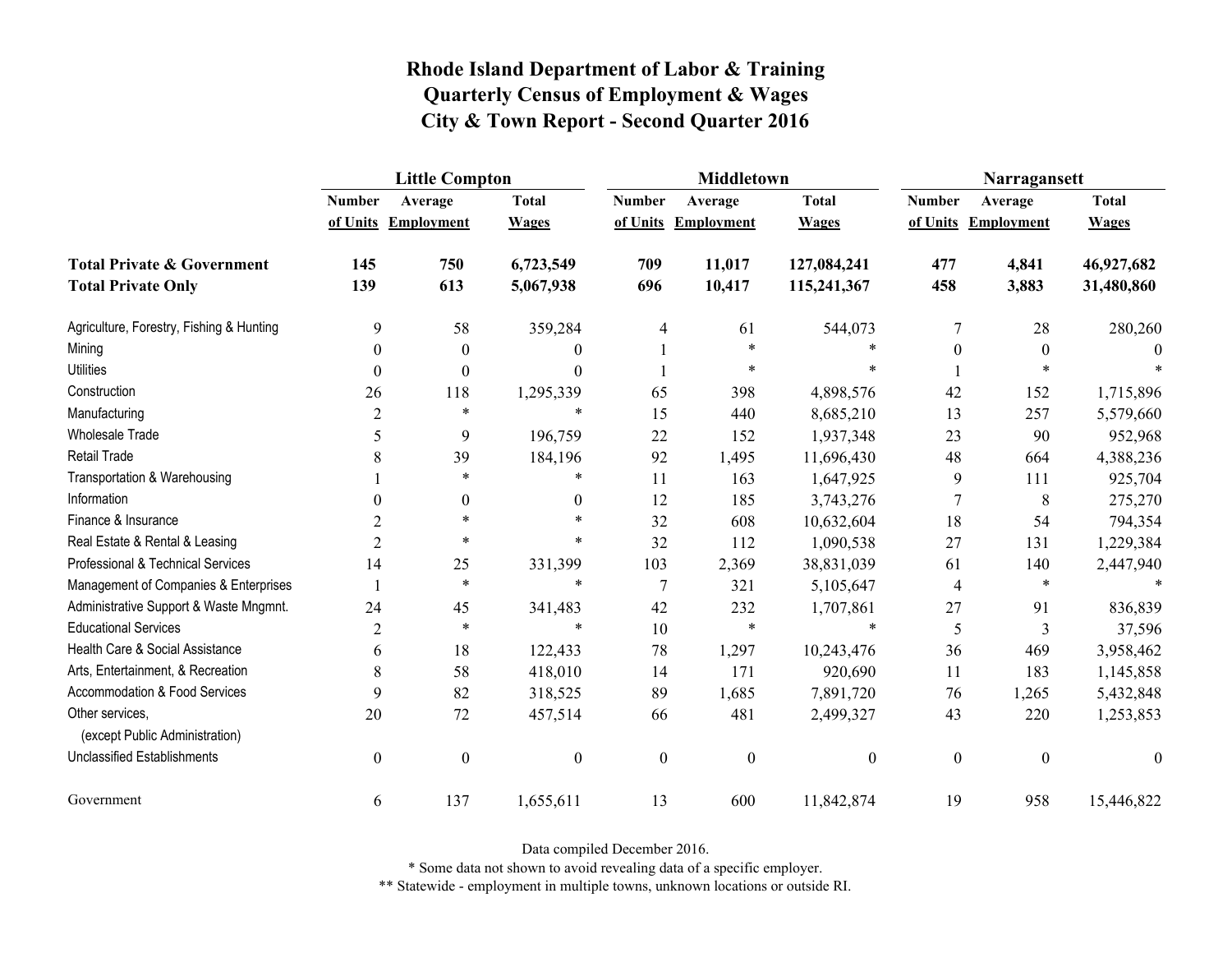# Rhode Island Department of Labor & Training
## Quarterly Census of Employment & Wages
## City & Town Report - Second Quarter 2016

| | Little Compton | | | Middletown | | | Narragansett | | |
|---|---|---|---|---|---|---|---|---|---|
| | Number of Units | Average Employment | Total Wages | Number of Units | Average Employment | Total Wages | Number of Units | Average Employment | Total Wages |
| **Total Private & Government** | **145** | **750** | **6,723,549** | **709** | **11,017** | **127,084,241** | **477** | **4,841** | **46,927,682** |
| **Total Private Only** | **139** | **613** | **5,067,938** | **696** | **10,417** | **115,241,367** | **458** | **3,883** | **31,480,860** |
| Agriculture, Forestry, Fishing & Hunting | 9 | 58 | 359,284 | 4 | 61 | 544,073 | 7 | 28 | 280,260 |
| Mining | 0 | 0 | 0 | 1 | * | * | 0 | 0 | 0 |
| Utilities | 0 | 0 | 0 | 1 | * | * | 1 | * | * |
| Construction | 26 | 118 | 1,295,339 | 65 | 398 | 4,898,576 | 42 | 152 | 1,715,896 |
| Manufacturing | 2 | * | * | 15 | 440 | 8,685,210 | 13 | 257 | 5,579,660 |
| Wholesale Trade | 5 | 9 | 196,759 | 22 | 152 | 1,937,348 | 23 | 90 | 952,968 |
| Retail Trade | 8 | 39 | 184,196 | 92 | 1,495 | 11,696,430 | 48 | 664 | 4,388,236 |
| Transportation & Warehousing | 1 | * | * | 11 | 163 | 1,647,925 | 9 | 111 | 925,704 |
| Information | 0 | 0 | 0 | 12 | 185 | 3,743,276 | 7 | 8 | 275,270 |
| Finance & Insurance | 2 | * | * | 32 | 608 | 10,632,604 | 18 | 54 | 794,354 |
| Real Estate & Rental & Leasing | 2 | * | * | 32 | 112 | 1,090,538 | 27 | 131 | 1,229,384 |
| Professional & Technical Services | 14 | 25 | 331,399 | 103 | 2,369 | 38,831,039 | 61 | 140 | 2,447,940 |
| Management of Companies & Enterprises | 1 | * | * | 7 | 321 | 5,105,647 | 4 | * | * |
| Administrative Support & Waste Mngmnt. | 24 | 45 | 341,483 | 42 | 232 | 1,707,861 | 27 | 91 | 836,839 |
| Educational Services | 2 | * | * | 10 | * | * | 5 | 3 | 37,596 |
| Health Care & Social Assistance | 6 | 18 | 122,433 | 78 | 1,297 | 10,243,476 | 36 | 469 | 3,958,462 |
| Arts, Entertainment, & Recreation | 8 | 58 | 418,010 | 14 | 171 | 920,690 | 11 | 183 | 1,145,858 |
| Accommodation & Food Services | 9 | 82 | 318,525 | 89 | 1,685 | 7,891,720 | 76 | 1,265 | 5,432,848 |
| Other services, (except Public Administration) | 20 | 72 | 457,514 | 66 | 481 | 2,499,327 | 43 | 220 | 1,253,853 |
| Unclassified Establishments | 0 | 0 | 0 | 0 | 0 | 0 | 0 | 0 | 0 |
| Government | 6 | 137 | 1,655,611 | 13 | 600 | 11,842,874 | 19 | 958 | 15,446,822 |

Data compiled December 2016.

* Some data not shown to avoid revealing data of a specific employer.

** Statewide - employment in multiple towns, unknown locations or outside RI.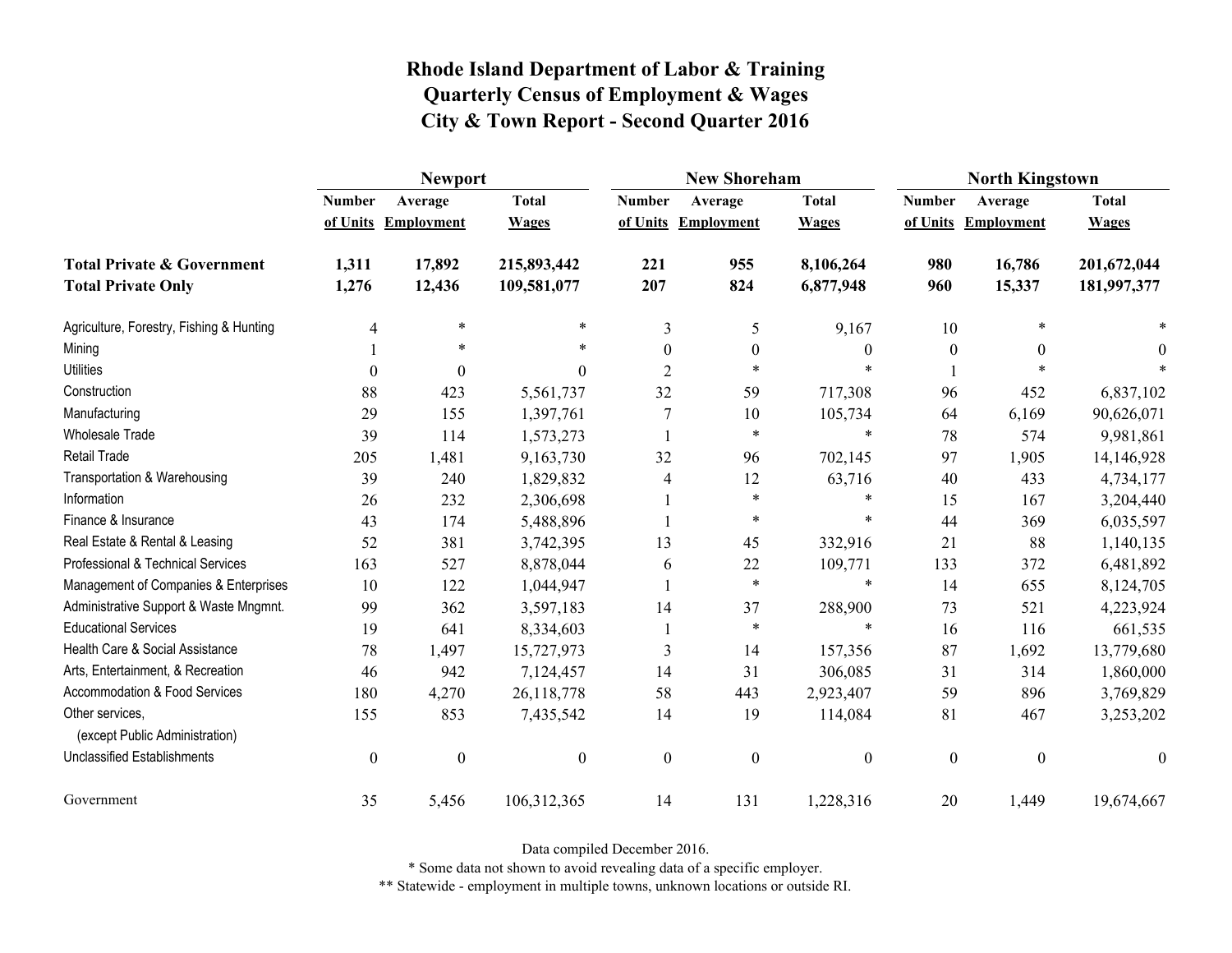# Rhode Island Department of Labor & Training
## Quarterly Census of Employment & Wages
## City & Town Report - Second Quarter 2016

| | Newport | | | New Shoreham | | | North Kingstown | | |
|---|---|---|---|---|---|---|---|---|---|
| | Number of Units | Average Employment | Total Wages | Number of Units | Average Employment | Total Wages | Number of Units | Average Employment | Total Wages |
| **Total Private & Government** | **1,311** | **17,892** | **215,893,442** | **221** | **955** | **8,106,264** | **980** | **16,786** | **201,672,044** |
| **Total Private Only** | **1,276** | **12,436** | **109,581,077** | **207** | **824** | **6,877,948** | **960** | **15,337** | **181,997,377** |
| Agriculture, Forestry, Fishing & Hunting | 4 | * | * | 3 | 5 | 9,167 | 10 | * | * |
| Mining | 1 | * | * | 0 | 0 | 0 | 0 | 0 | 0 |
| Utilities | 0 | 0 | 0 | 2 | * | * | 1 | * | * |
| Construction | 88 | 423 | 5,561,737 | 32 | 59 | 717,308 | 96 | 452 | 6,837,102 |
| Manufacturing | 29 | 155 | 1,397,761 | 7 | 10 | 105,734 | 64 | 6,169 | 90,626,071 |
| Wholesale Trade | 39 | 114 | 1,573,273 | 1 | * | * | 78 | 574 | 9,981,861 |
| Retail Trade | 205 | 1,481 | 9,163,730 | 32 | 96 | 702,145 | 97 | 1,905 | 14,146,928 |
| Transportation & Warehousing | 39 | 240 | 1,829,832 | 4 | 12 | 63,716 | 40 | 433 | 4,734,177 |
| Information | 26 | 232 | 2,306,698 | 1 | * | * | 15 | 167 | 3,204,440 |
| Finance & Insurance | 43 | 174 | 5,488,896 | 1 | * | * | 44 | 369 | 6,035,597 |
| Real Estate & Rental & Leasing | 52 | 381 | 3,742,395 | 13 | 45 | 332,916 | 21 | 88 | 1,140,135 |
| Professional & Technical Services | 163 | 527 | 8,878,044 | 6 | 22 | 109,771 | 133 | 372 | 6,481,892 |
| Management of Companies & Enterprises | 10 | 122 | 1,044,947 | 1 | * | * | 14 | 655 | 8,124,705 |
| Administrative Support & Waste Mngmnt. | 99 | 362 | 3,597,183 | 14 | 37 | 288,900 | 73 | 521 | 4,223,924 |
| Educational Services | 19 | 641 | 8,334,603 | 1 | * | * | 16 | 116 | 661,535 |
| Health Care & Social Assistance | 78 | 1,497 | 15,727,973 | 3 | 14 | 157,356 | 87 | 1,692 | 13,779,680 |
| Arts, Entertainment, & Recreation | 46 | 942 | 7,124,457 | 14 | 31 | 306,085 | 31 | 314 | 1,860,000 |
| Accommodation & Food Services | 180 | 4,270 | 26,118,778 | 58 | 443 | 2,923,407 | 59 | 896 | 3,769,829 |
| Other services, (except Public Administration) | 155 | 853 | 7,435,542 | 14 | 19 | 114,084 | 81 | 467 | 3,253,202 |
| Unclassified Establishments | 0 | 0 | 0 | 0 | 0 | 0 | 0 | 0 | 0 |
| Government | 35 | 5,456 | 106,312,365 | 14 | 131 | 1,228,316 | 20 | 1,449 | 19,674,667 |

Data compiled December 2016.

* Some data not shown to avoid revealing data of a specific employer.

** Statewide - employment in multiple towns, unknown locations or outside RI.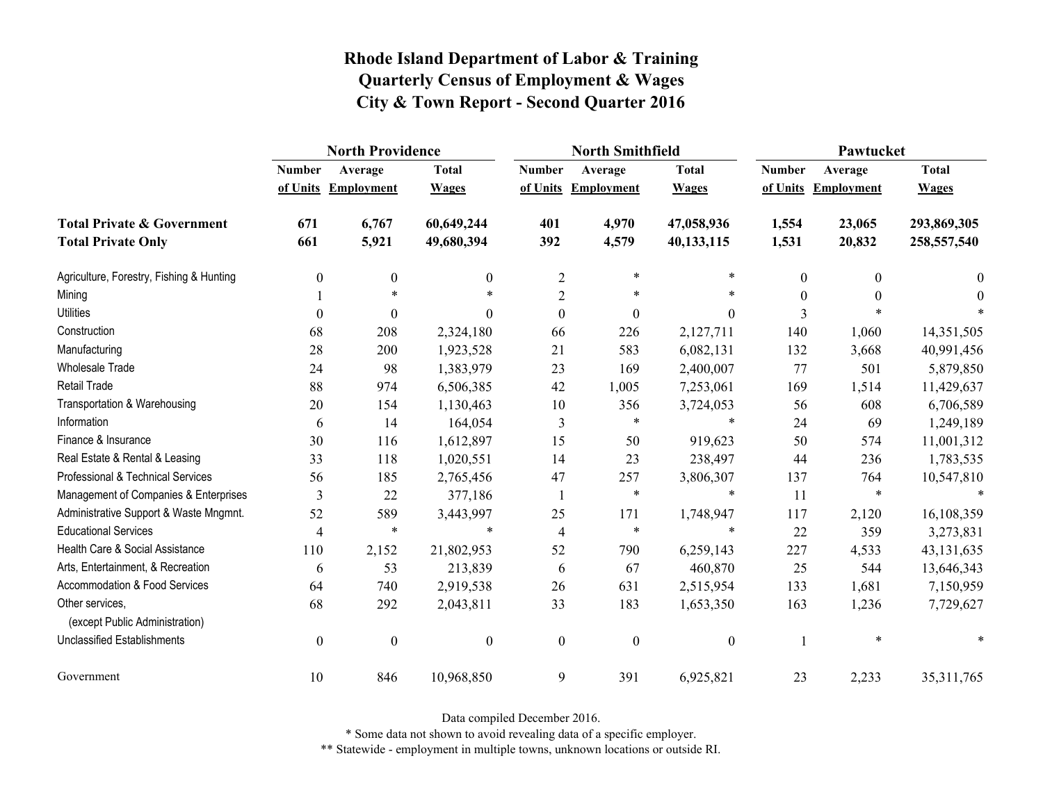# Rhode Island Department of Labor & Training
## Quarterly Census of Employment & Wages
## City & Town Report - Second Quarter 2016

| | North Providence | | | North Smithfield | | | Pawtucket | | |
|---|---|---|---|---|---|---|---|---|---|
| | Number of Units | Average Employment | Total Wages | Number of Units | Average Employment | Total Wages | Number of Units | Average Employment | Total Wages |
| **Total Private & Government** | **671** | **6,767** | **60,649,244** | **401** | **4,970** | **47,058,936** | **1,554** | **23,065** | **293,869,305** |
| **Total Private Only** | **661** | **5,921** | **49,680,394** | **392** | **4,579** | **40,133,115** | **1,531** | **20,832** | **258,557,540** |
| Agriculture, Forestry, Fishing & Hunting | 0 | 0 | 0 | 2 | * | * | 0 | 0 | 0 |
| Mining | 1 | * | * | 2 | * | * | 0 | 0 | 0 |
| Utilities | 0 | 0 | 0 | 0 | 0 | 0 | 3 | * | * |
| Construction | 68 | 208 | 2,324,180 | 66 | 226 | 2,127,711 | 140 | 1,060 | 14,351,505 |
| Manufacturing | 28 | 200 | 1,923,528 | 21 | 583 | 6,082,131 | 132 | 3,668 | 40,991,456 |
| Wholesale Trade | 24 | 98 | 1,383,979 | 23 | 169 | 2,400,007 | 77 | 501 | 5,879,850 |
| Retail Trade | 88 | 974 | 6,506,385 | 42 | 1,005 | 7,253,061 | 169 | 1,514 | 11,429,637 |
| Transportation & Warehousing | 20 | 154 | 1,130,463 | 10 | 356 | 3,724,053 | 56 | 608 | 6,706,589 |
| Information | 6 | 14 | 164,054 | 3 | * | * | 24 | 69 | 1,249,189 |
| Finance & Insurance | 30 | 116 | 1,612,897 | 15 | 50 | 919,623 | 50 | 574 | 11,001,312 |
| Real Estate & Rental & Leasing | 33 | 118 | 1,020,551 | 14 | 23 | 238,497 | 44 | 236 | 1,783,535 |
| Professional & Technical Services | 56 | 185 | 2,765,456 | 47 | 257 | 3,806,307 | 137 | 764 | 10,547,810 |
| Management of Companies & Enterprises | 3 | 22 | 377,186 | 1 | * | * | 11 | * | * |
| Administrative Support & Waste Mngmnt. | 52 | 589 | 3,443,997 | 25 | 171 | 1,748,947 | 117 | 2,120 | 16,108,359 |
| Educational Services | 4 | * | * | 4 | * | * | 22 | 359 | 3,273,831 |
| Health Care & Social Assistance | 110 | 2,152 | 21,802,953 | 52 | 790 | 6,259,143 | 227 | 4,533 | 43,131,635 |
| Arts, Entertainment, & Recreation | 6 | 53 | 213,839 | 6 | 67 | 460,870 | 25 | 544 | 13,646,343 |
| Accommodation & Food Services | 64 | 740 | 2,919,538 | 26 | 631 | 2,515,954 | 133 | 1,681 | 7,150,959 |
| Other services, (except Public Administration) | 68 | 292 | 2,043,811 | 33 | 183 | 1,653,350 | 163 | 1,236 | 7,729,627 |
| Unclassified Establishments | 0 | 0 | 0 | 0 | 0 | 0 | 1 | * | * |
| Government | 10 | 846 | 10,968,850 | 9 | 391 | 6,925,821 | 23 | 2,233 | 35,311,765 |

Data compiled December 2016.

* Some data not shown to avoid revealing data of a specific employer.

** Statewide - employment in multiple towns, unknown locations or outside RI.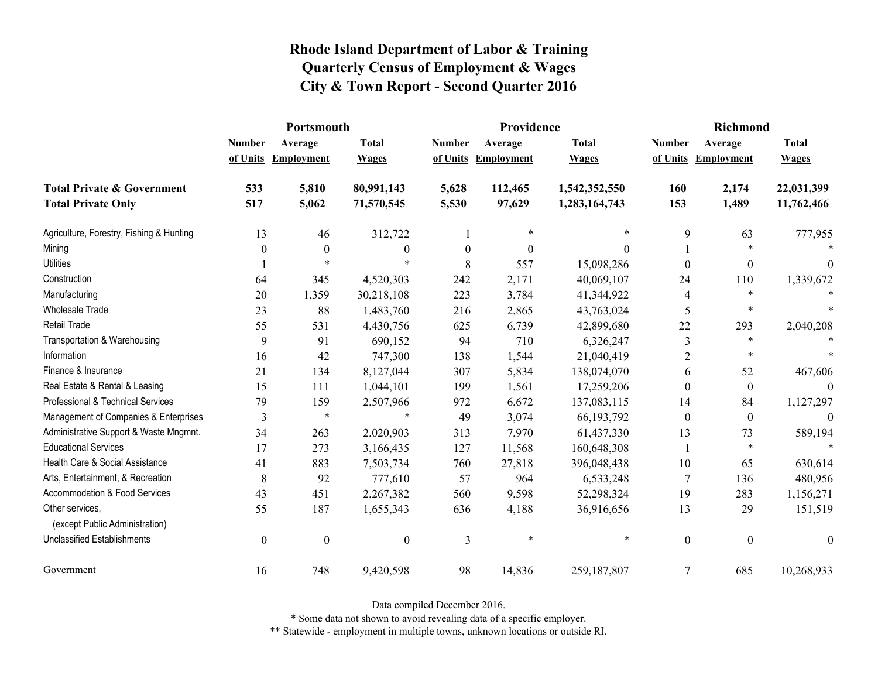# Rhode Island Department of Labor & Training
# Quarterly Census of Employment & Wages
# City & Town Report - Second Quarter 2016

| | Portsmouth | | | Providence | | | Richmond | | |
|---|---|---|---|---|---|---|---|---|---|
| | Number of Units | Average Employment | Total Wages | Number of Units | Average Employment | Total Wages | Number of Units | Average Employment | Total Wages |
| **Total Private & Government** | **533** | **5,810** | **80,991,143** | **5,628** | **112,465** | **1,542,352,550** | **160** | **2,174** | **22,031,399** |
| **Total Private Only** | **517** | **5,062** | **71,570,545** | **5,530** | **97,629** | **1,283,164,743** | **153** | **1,489** | **11,762,466** |
| Agriculture, Forestry, Fishing & Hunting | 13 | 46 | 312,722 | 1 | * | * | 9 | 63 | 777,955 |
| Mining | 0 | 0 | 0 | 0 | 0 | 0 | 1 | * | * |
| Utilities | 1 | * | * | 8 | 557 | 15,098,286 | 0 | 0 | 0 |
| Construction | 64 | 345 | 4,520,303 | 242 | 2,171 | 40,069,107 | 24 | 110 | 1,339,672 |
| Manufacturing | 20 | 1,359 | 30,218,108 | 223 | 3,784 | 41,344,922 | 4 | * | * |
| Wholesale Trade | 23 | 88 | 1,483,760 | 216 | 2,865 | 43,763,024 | 5 | * | * |
| Retail Trade | 55 | 531 | 4,430,756 | 625 | 6,739 | 42,899,680 | 22 | 293 | 2,040,208 |
| Transportation & Warehousing | 9 | 91 | 690,152 | 94 | 710 | 6,326,247 | 3 | * | * |
| Information | 16 | 42 | 747,300 | 138 | 1,544 | 21,040,419 | 2 | * | * |
| Finance & Insurance | 21 | 134 | 8,127,044 | 307 | 5,834 | 138,074,070 | 6 | 52 | 467,606 |
| Real Estate & Rental & Leasing | 15 | 111 | 1,044,101 | 199 | 1,561 | 17,259,206 | 0 | 0 | 0 |
| Professional & Technical Services | 79 | 159 | 2,507,966 | 972 | 6,672 | 137,083,115 | 14 | 84 | 1,127,297 |
| Management of Companies & Enterprises | 3 | * | * | 49 | 3,074 | 66,193,792 | 0 | 0 | 0 |
| Administrative Support & Waste Mngmnt. | 34 | 263 | 2,020,903 | 313 | 7,970 | 61,437,330 | 13 | 73 | 589,194 |
| Educational Services | 17 | 273 | 3,166,435 | 127 | 11,568 | 160,648,308 | 1 | * | * |
| Health Care & Social Assistance | 41 | 883 | 7,503,734 | 760 | 27,818 | 396,048,438 | 10 | 65 | 630,614 |
| Arts, Entertainment, & Recreation | 8 | 92 | 777,610 | 57 | 964 | 6,533,248 | 7 | 136 | 480,956 |
| Accommodation & Food Services | 43 | 451 | 2,267,382 | 560 | 9,598 | 52,298,324 | 19 | 283 | 1,156,271 |
| Other services, (except Public Administration) | 55 | 187 | 1,655,343 | 636 | 4,188 | 36,916,656 | 13 | 29 | 151,519 |
| Unclassified Establishments | 0 | 0 | 0 | 3 | * | * | 0 | 0 | 0 |
| Government | 16 | 748 | 9,420,598 | 98 | 14,836 | 259,187,807 | 7 | 685 | 10,268,933 |

Data compiled December 2016.

* Some data not shown to avoid revealing data of a specific employer.

** Statewide - employment in multiple towns, unknown locations or outside RI.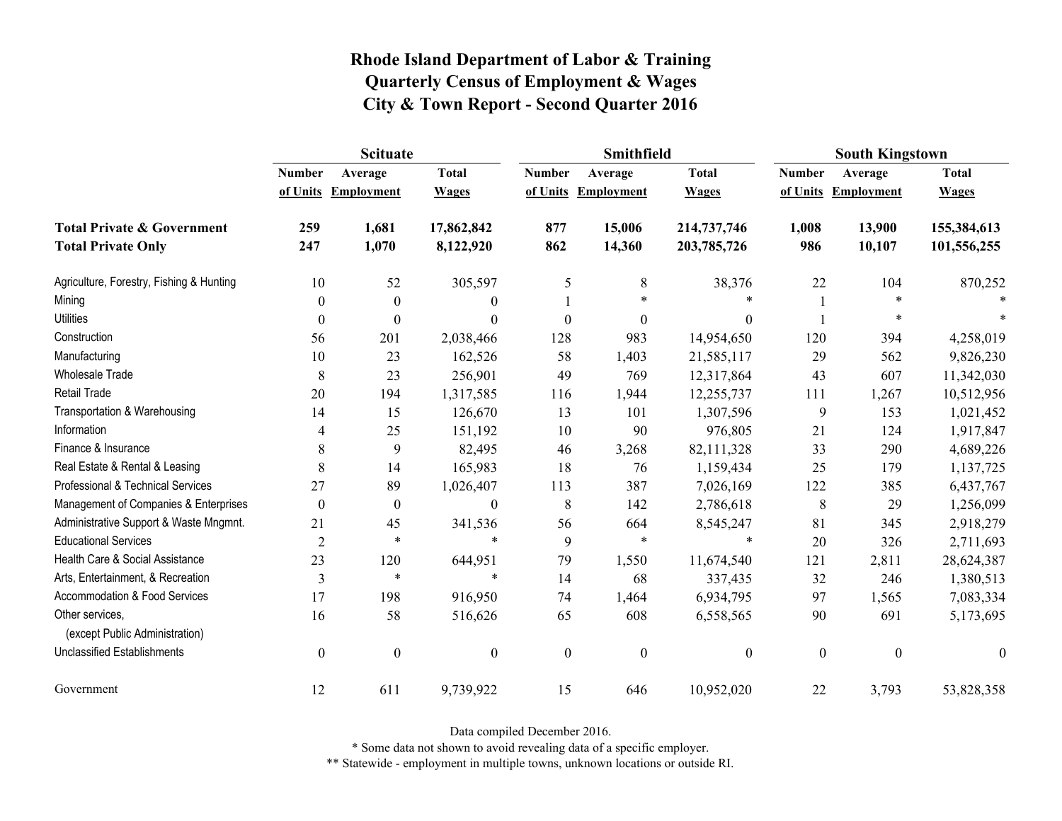# Rhode Island Department of Labor & Training
## Quarterly Census of Employment & Wages
## City & Town Report - Second Quarter 2016

| | Scituate | | | Smithfield | | | South Kingstown | | |
|---|---|---|---|---|---|---|---|---|---|
| | Number of Units | Average Employment | Total Wages | Number of Units | Average Employment | Total Wages | Number of Units | Average Employment | Total Wages |
| **Total Private & Government** | **259** | **1,681** | **17,862,842** | **877** | **15,006** | **214,737,746** | **1,008** | **13,900** | **155,384,613** |
| **Total Private Only** | **247** | **1,070** | **8,122,920** | **862** | **14,360** | **203,785,726** | **986** | **10,107** | **101,556,255** |
| Agriculture, Forestry, Fishing & Hunting | 10 | 52 | 305,597 | 5 | 8 | 38,376 | 22 | 104 | 870,252 |
| Mining | 0 | 0 | 0 | 1 | * | * | 1 | * | * |
| Utilities | 0 | 0 | 0 | 0 | 0 | 0 | 1 | * | * |
| Construction | 56 | 201 | 2,038,466 | 128 | 983 | 14,954,650 | 120 | 394 | 4,258,019 |
| Manufacturing | 10 | 23 | 162,526 | 58 | 1,403 | 21,585,117 | 29 | 562 | 9,826,230 |
| Wholesale Trade | 8 | 23 | 256,901 | 49 | 769 | 12,317,864 | 43 | 607 | 11,342,030 |
| Retail Trade | 20 | 194 | 1,317,585 | 116 | 1,944 | 12,255,737 | 111 | 1,267 | 10,512,956 |
| Transportation & Warehousing | 14 | 15 | 126,670 | 13 | 101 | 1,307,596 | 9 | 153 | 1,021,452 |
| Information | 4 | 25 | 151,192 | 10 | 90 | 976,805 | 21 | 124 | 1,917,847 |
| Finance & Insurance | 8 | 9 | 82,495 | 46 | 3,268 | 82,111,328 | 33 | 290 | 4,689,226 |
| Real Estate & Rental & Leasing | 8 | 14 | 165,983 | 18 | 76 | 1,159,434 | 25 | 179 | 1,137,725 |
| Professional & Technical Services | 27 | 89 | 1,026,407 | 113 | 387 | 7,026,169 | 122 | 385 | 6,437,767 |
| Management of Companies & Enterprises | 0 | 0 | 0 | 8 | 142 | 2,786,618 | 8 | 29 | 1,256,099 |
| Administrative Support & Waste Mngmnt. | 21 | 45 | 341,536 | 56 | 664 | 8,545,247 | 81 | 345 | 2,918,279 |
| Educational Services | 2 | * | * | 9 | * | * | 20 | 326 | 2,711,693 |
| Health Care & Social Assistance | 23 | 120 | 644,951 | 79 | 1,550 | 11,674,540 | 121 | 2,811 | 28,624,387 |
| Arts, Entertainment, & Recreation | 3 | * | * | 14 | 68 | 337,435 | 32 | 246 | 1,380,513 |
| Accommodation & Food Services | 17 | 198 | 916,950 | 74 | 1,464 | 6,934,795 | 97 | 1,565 | 7,083,334 |
| Other services, (except Public Administration) | 16 | 58 | 516,626 | 65 | 608 | 6,558,565 | 90 | 691 | 5,173,695 |
| Unclassified Establishments | 0 | 0 | 0 | 0 | 0 | 0 | 0 | 0 | 0 |
| Government | 12 | 611 | 9,739,922 | 15 | 646 | 10,952,020 | 22 | 3,793 | 53,828,358 |

Data compiled December 2016.

* Some data not shown to avoid revealing data of a specific employer.

** Statewide - employment in multiple towns, unknown locations or outside RI.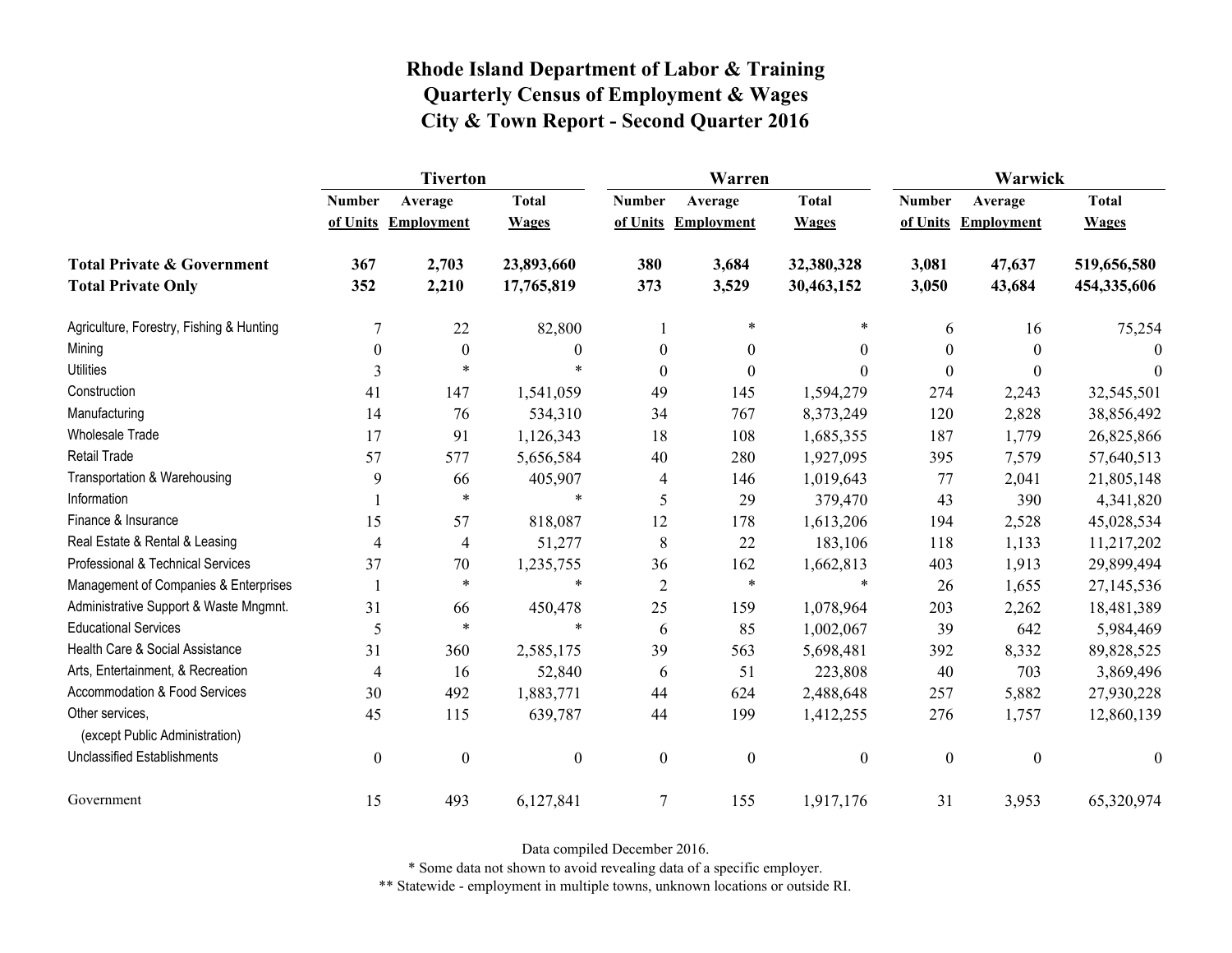# Rhode Island Department of Labor & Training
## Quarterly Census of Employment & Wages
## City & Town Report - Second Quarter 2016

| | Tiverton | | | Warren | | | Warwick | | |
|---|---|---|---|---|---|---|---|---|---|
| | Number of Units | Average Employment | Total Wages | Number of Units | Average Employment | Total Wages | Number of Units | Average Employment | Total Wages |
| **Total Private & Government** | **367** | **2,703** | **23,893,660** | **380** | **3,684** | **32,380,328** | **3,081** | **47,637** | **519,656,580** |
| **Total Private Only** | **352** | **2,210** | **17,765,819** | **373** | **3,529** | **30,463,152** | **3,050** | **43,684** | **454,335,606** |
| Agriculture, Forestry, Fishing & Hunting | 7 | 22 | 82,800 | 1 | * | * | 6 | 16 | 75,254 |
| Mining | 0 | 0 | 0 | 0 | 0 | 0 | 0 | 0 | 0 |
| Utilities | 3 | * | * | 0 | 0 | 0 | 0 | 0 | 0 |
| Construction | 41 | 147 | 1,541,059 | 49 | 145 | 1,594,279 | 274 | 2,243 | 32,545,501 |
| Manufacturing | 14 | 76 | 534,310 | 34 | 767 | 8,373,249 | 120 | 2,828 | 38,856,492 |
| Wholesale Trade | 17 | 91 | 1,126,343 | 18 | 108 | 1,685,355 | 187 | 1,779 | 26,825,866 |
| Retail Trade | 57 | 577 | 5,656,584 | 40 | 280 | 1,927,095 | 395 | 7,579 | 57,640,513 |
| Transportation & Warehousing | 9 | 66 | 405,907 | 4 | 146 | 1,019,643 | 77 | 2,041 | 21,805,148 |
| Information | 1 | * | * | 5 | 29 | 379,470 | 43 | 390 | 4,341,820 |
| Finance & Insurance | 15 | 57 | 818,087 | 12 | 178 | 1,613,206 | 194 | 2,528 | 45,028,534 |
| Real Estate & Rental & Leasing | 4 | 4 | 51,277 | 8 | 22 | 183,106 | 118 | 1,133 | 11,217,202 |
| Professional & Technical Services | 37 | 70 | 1,235,755 | 36 | 162 | 1,662,813 | 403 | 1,913 | 29,899,494 |
| Management of Companies & Enterprises | 1 | * | * | 2 | * | * | 26 | 1,655 | 27,145,536 |
| Administrative Support & Waste Mngmnt. | 31 | 66 | 450,478 | 25 | 159 | 1,078,964 | 203 | 2,262 | 18,481,389 |
| Educational Services | 5 | * | * | 6 | 85 | 1,002,067 | 39 | 642 | 5,984,469 |
| Health Care & Social Assistance | 31 | 360 | 2,585,175 | 39 | 563 | 5,698,481 | 392 | 8,332 | 89,828,525 |
| Arts, Entertainment, & Recreation | 4 | 16 | 52,840 | 6 | 51 | 223,808 | 40 | 703 | 3,869,496 |
| Accommodation & Food Services | 30 | 492 | 1,883,771 | 44 | 624 | 2,488,648 | 257 | 5,882 | 27,930,228 |
| Other services, (except Public Administration) | 45 | 115 | 639,787 | 44 | 199 | 1,412,255 | 276 | 1,757 | 12,860,139 |
| Unclassified Establishments | 0 | 0 | 0 | 0 | 0 | 0 | 0 | 0 | 0 |
| Government | 15 | 493 | 6,127,841 | 7 | 155 | 1,917,176 | 31 | 3,953 | 65,320,974 |

Data compiled December 2016.

* Some data not shown to avoid revealing data of a specific employer.

** Statewide - employment in multiple towns, unknown locations or outside RI.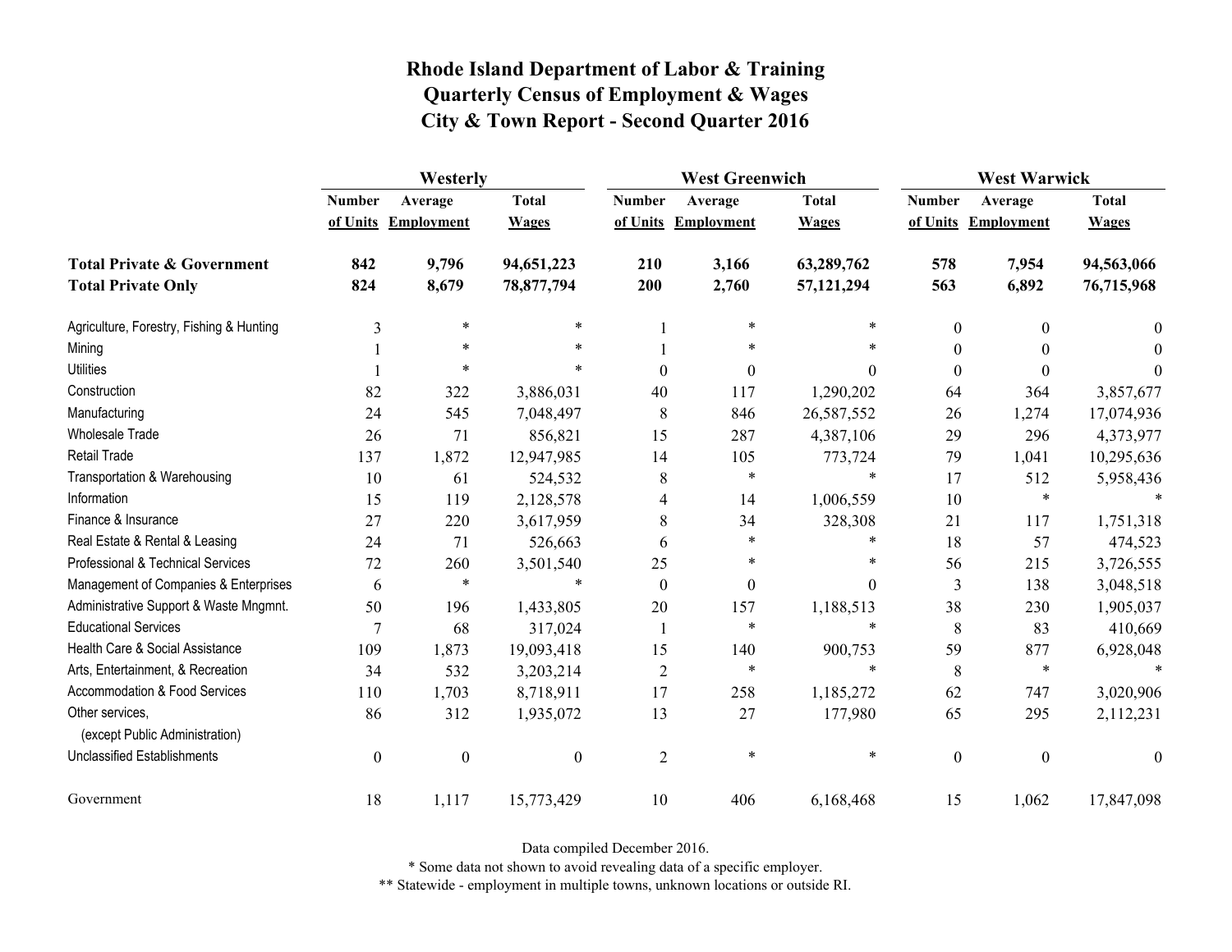# Rhode Island Department of Labor & Training
## Quarterly Census of Employment & Wages
## City & Town Report - Second Quarter 2016

| | Westerly | | | West Greenwich | | | West Warwick | | |
|---|---|---|---|---|---|---|---|---|---|
| | Number of Units | Average Employment | Total Wages | Number of Units | Average Employment | Total Wages | Number of Units | Average Employment | Total Wages |
| **Total Private & Government** | **842** | **9,796** | **94,651,223** | **210** | **3,166** | **63,289,762** | **578** | **7,954** | **94,563,066** |
| **Total Private Only** | **824** | **8,679** | **78,877,794** | **200** | **2,760** | **57,121,294** | **563** | **6,892** | **76,715,968** |
| Agriculture, Forestry, Fishing & Hunting | 3 | * | * | 1 | * | * | 0 | 0 | 0 |
| Mining | 1 | * | * | 1 | * | * | 0 | 0 | 0 |
| Utilities | 1 | * | * | 0 | 0 | 0 | 0 | 0 | 0 |
| Construction | 82 | 322 | 3,886,031 | 40 | 117 | 1,290,202 | 64 | 364 | 3,857,677 |
| Manufacturing | 24 | 545 | 7,048,497 | 8 | 846 | 26,587,552 | 26 | 1,274 | 17,074,936 |
| Wholesale Trade | 26 | 71 | 856,821 | 15 | 287 | 4,387,106 | 29 | 296 | 4,373,977 |
| Retail Trade | 137 | 1,872 | 12,947,985 | 14 | 105 | 773,724 | 79 | 1,041 | 10,295,636 |
| Transportation & Warehousing | 10 | 61 | 524,532 | 8 | * | * | 17 | 512 | 5,958,436 |
| Information | 15 | 119 | 2,128,578 | 4 | 14 | 1,006,559 | 10 | * | * |
| Finance & Insurance | 27 | 220 | 3,617,959 | 8 | 34 | 328,308 | 21 | 117 | 1,751,318 |
| Real Estate & Rental & Leasing | 24 | 71 | 526,663 | 6 | * | * | 18 | 57 | 474,523 |
| Professional & Technical Services | 72 | 260 | 3,501,540 | 25 | * | * | 56 | 215 | 3,726,555 |
| Management of Companies & Enterprises | 6 | * | * | 0 | 0 | 0 | 3 | 138 | 3,048,518 |
| Administrative Support & Waste Mngmnt. | 50 | 196 | 1,433,805 | 20 | 157 | 1,188,513 | 38 | 230 | 1,905,037 |
| Educational Services | 7 | 68 | 317,024 | 1 | * | * | 8 | 83 | 410,669 |
| Health Care & Social Assistance | 109 | 1,873 | 19,093,418 | 15 | 140 | 900,753 | 59 | 877 | 6,928,048 |
| Arts, Entertainment, & Recreation | 34 | 532 | 3,203,214 | 2 | * | * | 8 | * | * |
| Accommodation & Food Services | 110 | 1,703 | 8,718,911 | 17 | 258 | 1,185,272 | 62 | 747 | 3,020,906 |
| Other services, (except Public Administration) | 86 | 312 | 1,935,072 | 13 | 27 | 177,980 | 65 | 295 | 2,112,231 |
| Unclassified Establishments | 0 | 0 | 0 | 2 | * | * | 0 | 0 | 0 |
| Government | 18 | 1,117 | 15,773,429 | 10 | 406 | 6,168,468 | 15 | 1,062 | 17,847,098 |

Data compiled December 2016.

* Some data not shown to avoid revealing data of a specific employer.

** Statewide - employment in multiple towns, unknown locations or outside RI.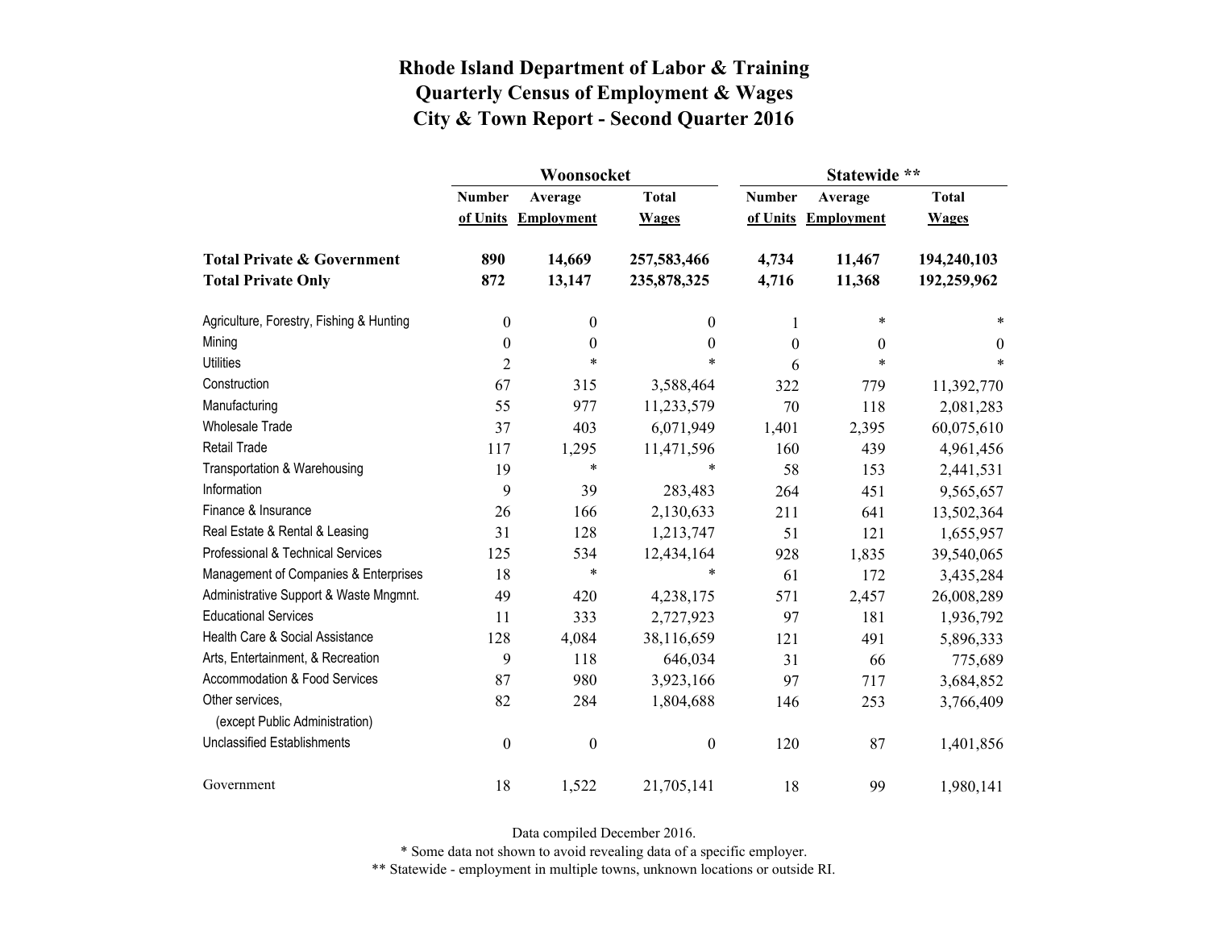# Rhode Island Department of Labor & Training
## Quarterly Census of Employment & Wages
## City & Town Report - Second Quarter 2016

| | Woonsocket | | | Statewide ** | | |
|---|---|---|---|---|---|---|
| | Number of Units | Average Employment | Total Wages | Number of Units | Average Employment | Total Wages |
| **Total Private & Government** | **890** | **14,669** | **257,583,466** | **4,734** | **11,467** | **194,240,103** |
| **Total Private Only** | **872** | **13,147** | **235,878,325** | **4,716** | **11,368** | **192,259,962** |
| Agriculture, Forestry, Fishing & Hunting | 0 | 0 | 0 | 1 | * | * |
| Mining | 0 | 0 | 0 | 0 | 0 | 0 |
| Utilities | 2 | * | * | 6 | * | * |
| Construction | 67 | 315 | 3,588,464 | 322 | 779 | 11,392,770 |
| Manufacturing | 55 | 977 | 11,233,579 | 70 | 118 | 2,081,283 |
| Wholesale Trade | 37 | 403 | 6,071,949 | 1,401 | 2,395 | 60,075,610 |
| Retail Trade | 117 | 1,295 | 11,471,596 | 160 | 439 | 4,961,456 |
| Transportation & Warehousing | 19 | * | * | 58 | 153 | 2,441,531 |
| Information | 9 | 39 | 283,483 | 264 | 451 | 9,565,657 |
| Finance & Insurance | 26 | 166 | 2,130,633 | 211 | 641 | 13,502,364 |
| Real Estate & Rental & Leasing | 31 | 128 | 1,213,747 | 51 | 121 | 1,655,957 |
| Professional & Technical Services | 125 | 534 | 12,434,164 | 928 | 1,835 | 39,540,065 |
| Management of Companies & Enterprises | 18 | * | * | 61 | 172 | 3,435,284 |
| Administrative Support & Waste Mngmnt. | 49 | 420 | 4,238,175 | 571 | 2,457 | 26,008,289 |
| Educational Services | 11 | 333 | 2,727,923 | 97 | 181 | 1,936,792 |
| Health Care & Social Assistance | 128 | 4,084 | 38,116,659 | 121 | 491 | 5,896,333 |
| Arts, Entertainment, & Recreation | 9 | 118 | 646,034 | 31 | 66 | 775,689 |
| Accommodation & Food Services | 87 | 980 | 3,923,166 | 97 | 717 | 3,684,852 |
| Other services, (except Public Administration) | 82 | 284 | 1,804,688 | 146 | 253 | 3,766,409 |
| Unclassified Establishments | 0 | 0 | 0 | 120 | 87 | 1,401,856 |
| Government | 18 | 1,522 | 21,705,141 | 18 | 99 | 1,980,141 |

Data compiled December 2016.

* Some data not shown to avoid revealing data of a specific employer.

** Statewide - employment in multiple towns, unknown locations or outside RI.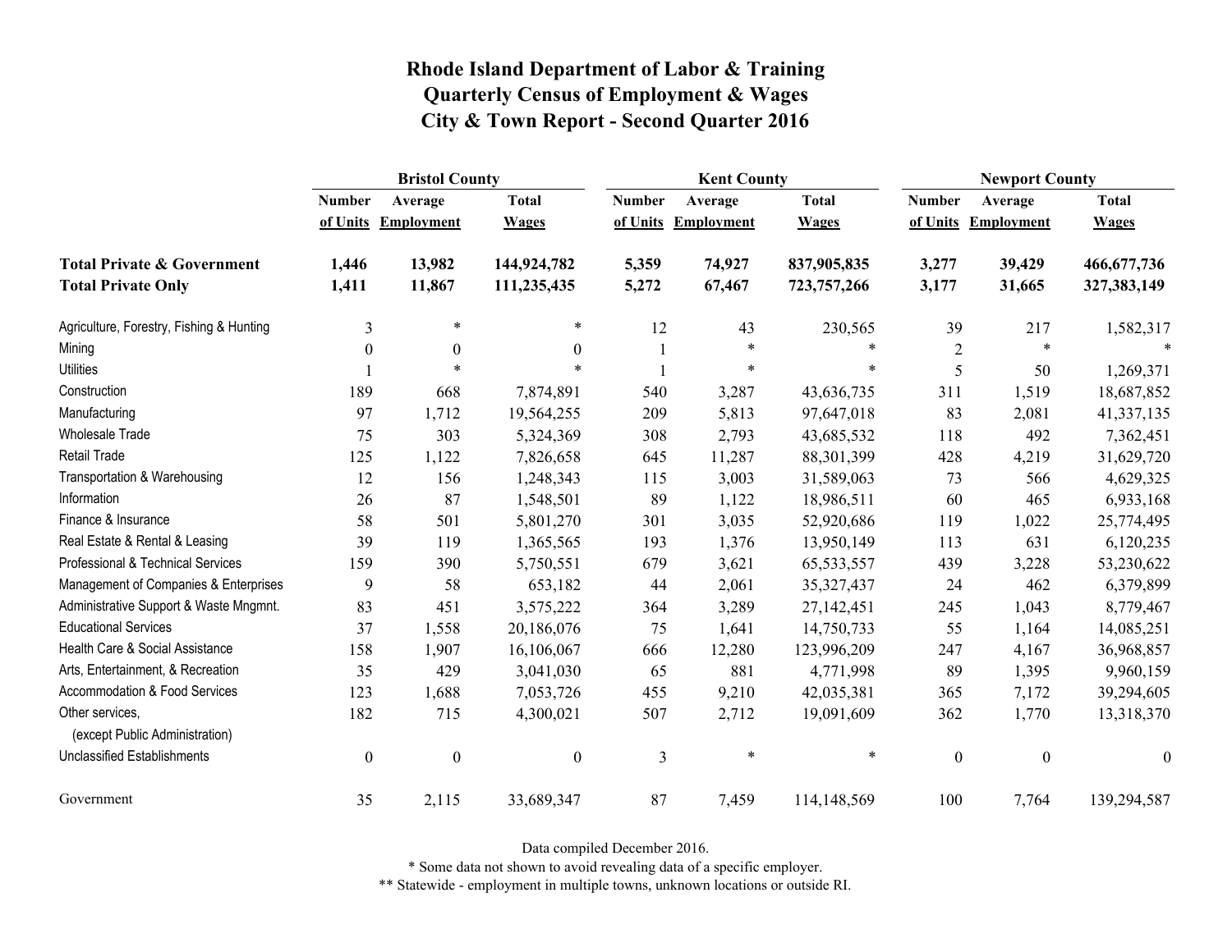# Rhode Island Department of Labor & Training
## Quarterly Census of Employment & Wages
## City & Town Report - Second Quarter 2016

| | Bristol County | | | Kent County | | | Newport County | | |
|---|---|---|---|---|---|---|---|---|---|
| | Number of Units | Average Employment | Total Wages | Number of Units | Average Employment | Total Wages | Number of Units | Average Employment | Total Wages |
| **Total Private & Government** | **1,446** | **13,982** | **144,924,782** | **5,359** | **74,927** | **837,905,835** | **3,277** | **39,429** | **466,677,736** |
| **Total Private Only** | **1,411** | **11,867** | **111,235,435** | **5,272** | **67,467** | **723,757,266** | **3,177** | **31,665** | **327,383,149** |
| Agriculture, Forestry, Fishing & Hunting | 3 | * | * | 12 | 43 | 230,565 | 39 | 217 | 1,582,317 |
| Mining | 0 | 0 | 0 | 1 | * | * | 2 | * | * |
| Utilities | 1 | * | * | 1 | * | * | 5 | 50 | 1,269,371 |
| Construction | 189 | 668 | 7,874,891 | 540 | 3,287 | 43,636,735 | 311 | 1,519 | 18,687,852 |
| Manufacturing | 97 | 1,712 | 19,564,255 | 209 | 5,813 | 97,647,018 | 83 | 2,081 | 41,337,135 |
| Wholesale Trade | 75 | 303 | 5,324,369 | 308 | 2,793 | 43,685,532 | 118 | 492 | 7,362,451 |
| Retail Trade | 125 | 1,122 | 7,826,658 | 645 | 11,287 | 88,301,399 | 428 | 4,219 | 31,629,720 |
| Transportation & Warehousing | 12 | 156 | 1,248,343 | 115 | 3,003 | 31,589,063 | 73 | 566 | 4,629,325 |
| Information | 26 | 87 | 1,548,501 | 89 | 1,122 | 18,986,511 | 60 | 465 | 6,933,168 |
| Finance & Insurance | 58 | 501 | 5,801,270 | 301 | 3,035 | 52,920,686 | 119 | 1,022 | 25,774,495 |
| Real Estate & Rental & Leasing | 39 | 119 | 1,365,565 | 193 | 1,376 | 13,950,149 | 113 | 631 | 6,120,235 |
| Professional & Technical Services | 159 | 390 | 5,750,551 | 679 | 3,621 | 65,533,557 | 439 | 3,228 | 53,230,622 |
| Management of Companies & Enterprises | 9 | 58 | 653,182 | 44 | 2,061 | 35,327,437 | 24 | 462 | 6,379,899 |
| Administrative Support & Waste Mngmnt. | 83 | 451 | 3,575,222 | 364 | 3,289 | 27,142,451 | 245 | 1,043 | 8,779,467 |
| Educational Services | 37 | 1,558 | 20,186,076 | 75 | 1,641 | 14,750,733 | 55 | 1,164 | 14,085,251 |
| Health Care & Social Assistance | 158 | 1,907 | 16,106,067 | 666 | 12,280 | 123,996,209 | 247 | 4,167 | 36,968,857 |
| Arts, Entertainment, & Recreation | 35 | 429 | 3,041,030 | 65 | 881 | 4,771,998 | 89 | 1,395 | 9,960,159 |
| Accommodation & Food Services | 123 | 1,688 | 7,053,726 | 455 | 9,210 | 42,035,381 | 365 | 7,172 | 39,294,605 |
| Other services, (except Public Administration) | 182 | 715 | 4,300,021 | 507 | 2,712 | 19,091,609 | 362 | 1,770 | 13,318,370 |
| Unclassified Establishments | 0 | 0 | 0 | 3 | * | * | 0 | 0 | 0 |
| Government | 35 | 2,115 | 33,689,347 | 87 | 7,459 | 114,148,569 | 100 | 7,764 | 139,294,587 |

Data compiled December 2016.

* Some data not shown to avoid revealing data of a specific employer.

** Statewide - employment in multiple towns, unknown locations or outside RI.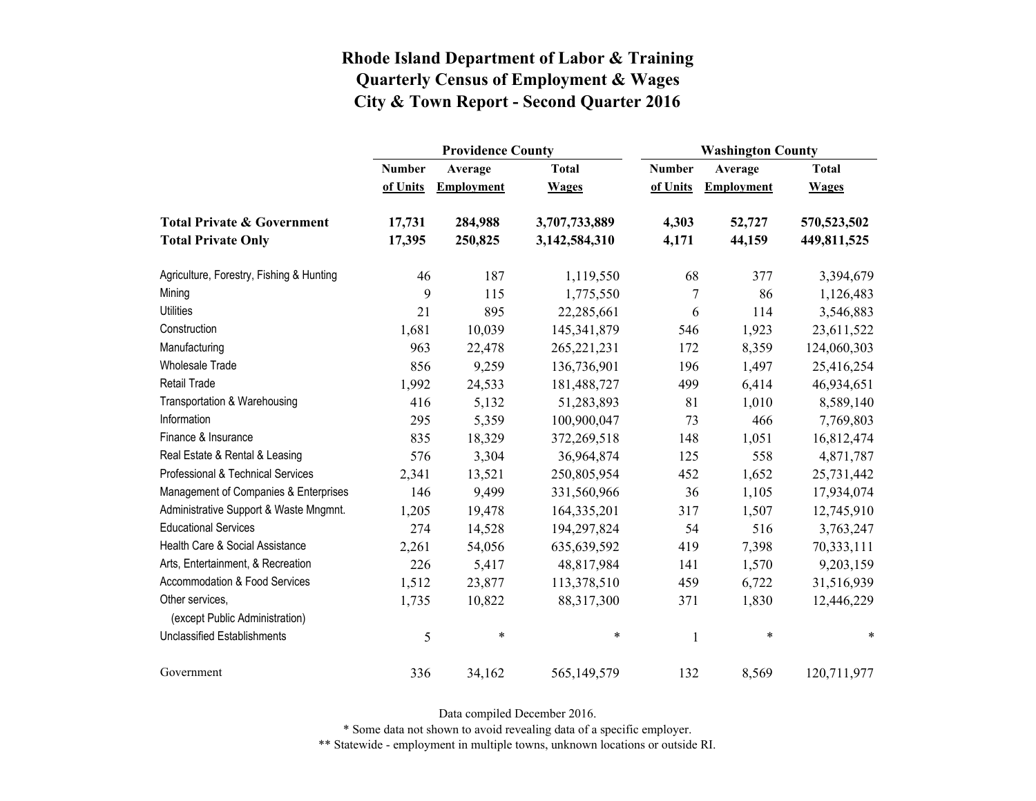# Rhode Island Department of Labor & Training
# Quarterly Census of Employment & Wages
# City & Town Report - Second Quarter 2016

| | Providence County | | | Washington County | | |
|---|---|---|---|---|---|---|
| | Number of Units | Average Employment | Total Wages | Number of Units | Average Employment | Total Wages |
| **Total Private & Government** | **17,731** | **284,988** | **3,707,733,889** | **4,303** | **52,727** | **570,523,502** |
| **Total Private Only** | **17,395** | **250,825** | **3,142,584,310** | **4,171** | **44,159** | **449,811,525** |
| Agriculture, Forestry, Fishing & Hunting | 46 | 187 | 1,119,550 | 68 | 377 | 3,394,679 |
| Mining | 9 | 115 | 1,775,550 | 7 | 86 | 1,126,483 |
| Utilities | 21 | 895 | 22,285,661 | 6 | 114 | 3,546,883 |
| Construction | 1,681 | 10,039 | 145,341,879 | 546 | 1,923 | 23,611,522 |
| Manufacturing | 963 | 22,478 | 265,221,231 | 172 | 8,359 | 124,060,303 |
| Wholesale Trade | 856 | 9,259 | 136,736,901 | 196 | 1,497 | 25,416,254 |
| Retail Trade | 1,992 | 24,533 | 181,488,727 | 499 | 6,414 | 46,934,651 |
| Transportation & Warehousing | 416 | 5,132 | 51,283,893 | 81 | 1,010 | 8,589,140 |
| Information | 295 | 5,359 | 100,900,047 | 73 | 466 | 7,769,803 |
| Finance & Insurance | 835 | 18,329 | 372,269,518 | 148 | 1,051 | 16,812,474 |
| Real Estate & Rental & Leasing | 576 | 3,304 | 36,964,874 | 125 | 558 | 4,871,787 |
| Professional & Technical Services | 2,341 | 13,521 | 250,805,954 | 452 | 1,652 | 25,731,442 |
| Management of Companies & Enterprises | 146 | 9,499 | 331,560,966 | 36 | 1,105 | 17,934,074 |
| Administrative Support & Waste Mngmnt. | 1,205 | 19,478 | 164,335,201 | 317 | 1,507 | 12,745,910 |
| Educational Services | 274 | 14,528 | 194,297,824 | 54 | 516 | 3,763,247 |
| Health Care & Social Assistance | 2,261 | 54,056 | 635,639,592 | 419 | 7,398 | 70,333,111 |
| Arts, Entertainment, & Recreation | 226 | 5,417 | 48,817,984 | 141 | 1,570 | 9,203,159 |
| Accommodation & Food Services | 1,512 | 23,877 | 113,378,510 | 459 | 6,722 | 31,516,939 |
| Other services, (except Public Administration) | 1,735 | 10,822 | 88,317,300 | 371 | 1,830 | 12,446,229 |
| Unclassified Establishments | 5 | * | * | 1 | * | * |
| Government | 336 | 34,162 | 565,149,579 | 132 | 8,569 | 120,711,977 |

Data compiled December 2016.

* Some data not shown to avoid revealing data of a specific employer.

** Statewide - employment in multiple towns, unknown locations or outside RI.